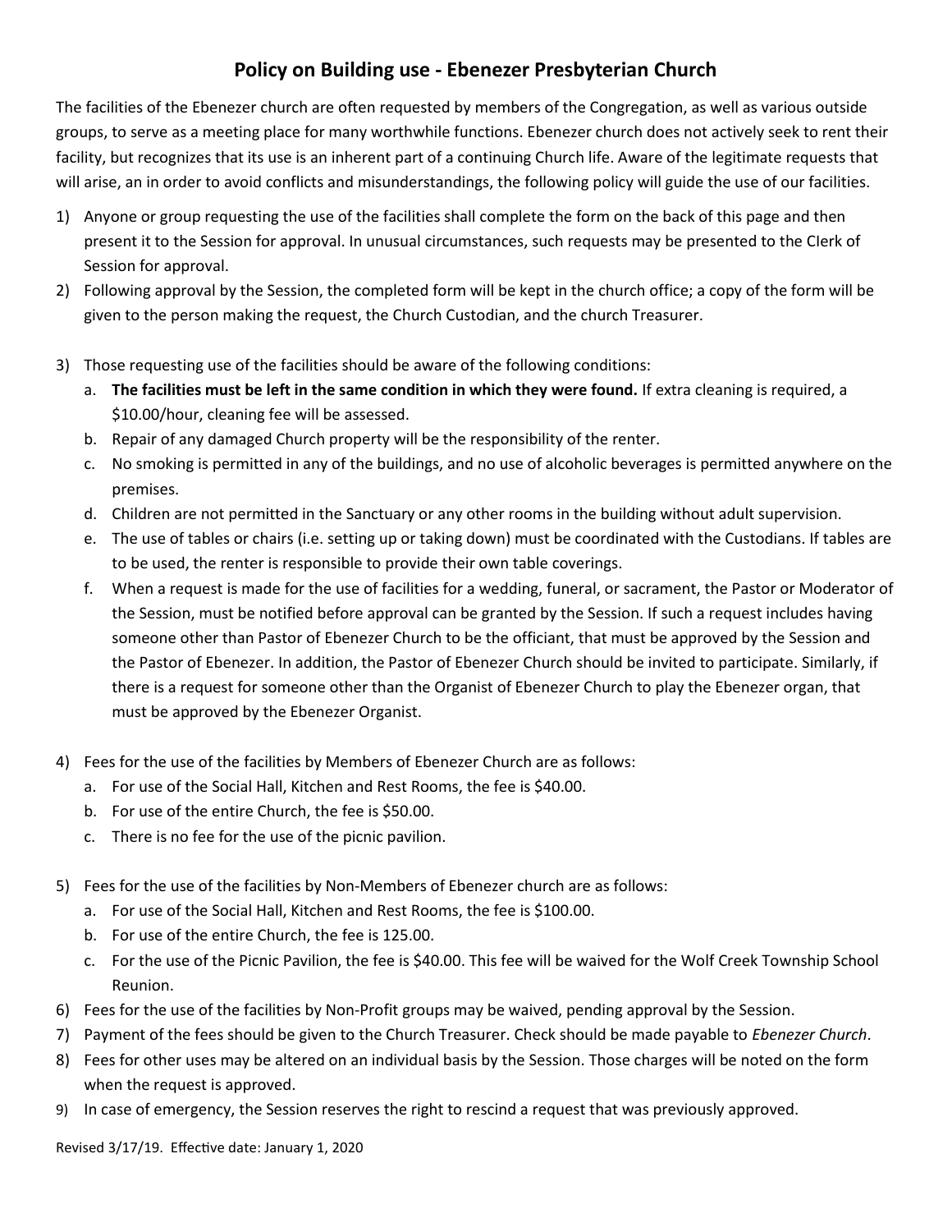# Policy on Building use - Ebenezer Presbyterian Church

The facilities of the Ebenezer church are often requested by members of the Congregation, as well as various outside groups, to serve as a meeting place for many worthwhile functions. Ebenezer church does not actively seek to rent their facility, but recognizes that its use is an inherent part of a continuing Church life. Aware of the legitimate requests that will arise, an in order to avoid conflicts and misunderstandings, the following policy will guide the use of our facilities.

1) Anyone or group requesting the use of the facilities shall complete the form on the back of this page and then present it to the Session for approval. In unusual circumstances, such requests may be presented to the Clerk of Session for approval.
2) Following approval by the Session, the completed form will be kept in the church office; a copy of the form will be given to the person making the request, the Church Custodian, and the church Treasurer.
3) Those requesting use of the facilities should be aware of the following conditions:
   a. **The facilities must be left in the same condition in which they were found.** If extra cleaning is required, a $10.00/hour, cleaning fee will be assessed.
   b. Repair of any damaged Church property will be the responsibility of the renter.
   c. No smoking is permitted in any of the buildings, and no use of alcoholic beverages is permitted anywhere on the premises.
   d. Children are not permitted in the Sanctuary or any other rooms in the building without adult supervision.
   e. The use of tables or chairs (i.e. setting up or taking down) must be coordinated with the Custodians. If tables are to be used, the renter is responsible to provide their own table coverings.
   f. When a request is made for the use of facilities for a wedding, funeral, or sacrament, the Pastor or Moderator of the Session, must be notified before approval can be granted by the Session. If such a request includes having someone other than Pastor of Ebenezer Church to be the officiant, that must be approved by the Session and the Pastor of Ebenezer. In addition, the Pastor of Ebenezer Church should be invited to participate. Similarly, if there is a request for someone other than the Organist of Ebenezer Church to play the Ebenezer organ, that must be approved by the Ebenezer Organist.
4) Fees for the use of the facilities by Members of Ebenezer Church are as follows:
   a. For use of the Social Hall, Kitchen and Rest Rooms, the fee is $40.00.
   b. For use of the entire Church, the fee is $50.00.
   c. There is no fee for the use of the picnic pavilion.
5) Fees for the use of the facilities by Non-Members of Ebenezer church are as follows:
   a. For use of the Social Hall, Kitchen and Rest Rooms, the fee is $100.00.
   b. For use of the entire Church, the fee is 125.00.
   c. For the use of the Picnic Pavilion, the fee is $40.00. This fee will be waived for the Wolf Creek Township School Reunion.
6) Fees for the use of the facilities by Non-Profit groups may be waived, pending approval by the Session.
7) Payment of the fees should be given to the Church Treasurer. Check should be made payable to *Ebenezer Church*.
8) Fees for other uses may be altered on an individual basis by the Session. Those charges will be noted on the form when the request is approved.
9) In case of emergency, the Session reserves the right to rescind a request that was previously approved.

Revised 3/17/19. Effective date: January 1, 2020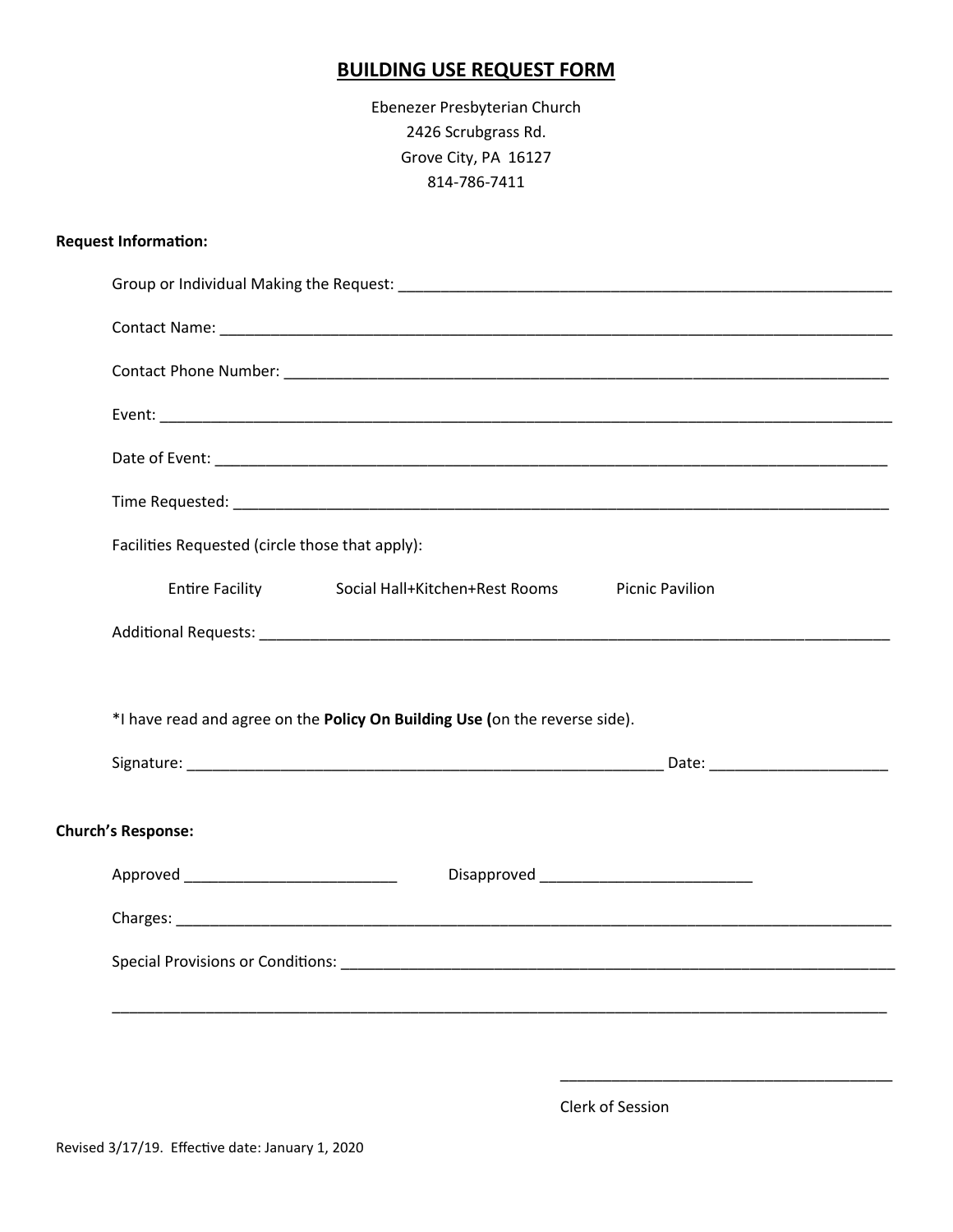# BUILDING USE REQUEST FORM

Ebenezer Presbyterian Church
2426 Scrubgrass Rd.
Grove City, PA 16127
814-786-7411

**Request Information:**

Group or Individual Making the Request: ____________________________________________________________

Contact Name: ____________________________________________________________________________

Contact Phone Number: ______________________________________________________________________

Event: __________________________________________________________________________________

Date of Event: ____________________________________________________________________________

Time Requested: ___________________________________________________________________________

Facilities Requested (circle those that apply):

Entire Facility     Social Hall+Kitchen+Rest Rooms     Picnic Pavilion

Additional Requests: _______________________________________________________________________

*I have read and agree on the **Policy On Building Use (**on the reverse side).

Signature: __________________________________________________________ Date: _____________________

**Church's Response:**

Approved _________________________     Disapproved _________________________

Charges: _______________________________________________________________________________

Special Provisions or Conditions: ___________________________________________________________________

____________________________________________________________________________________________

________________________________________

Clerk of Session

Revised 3/17/19. Effective date: January 1, 2020